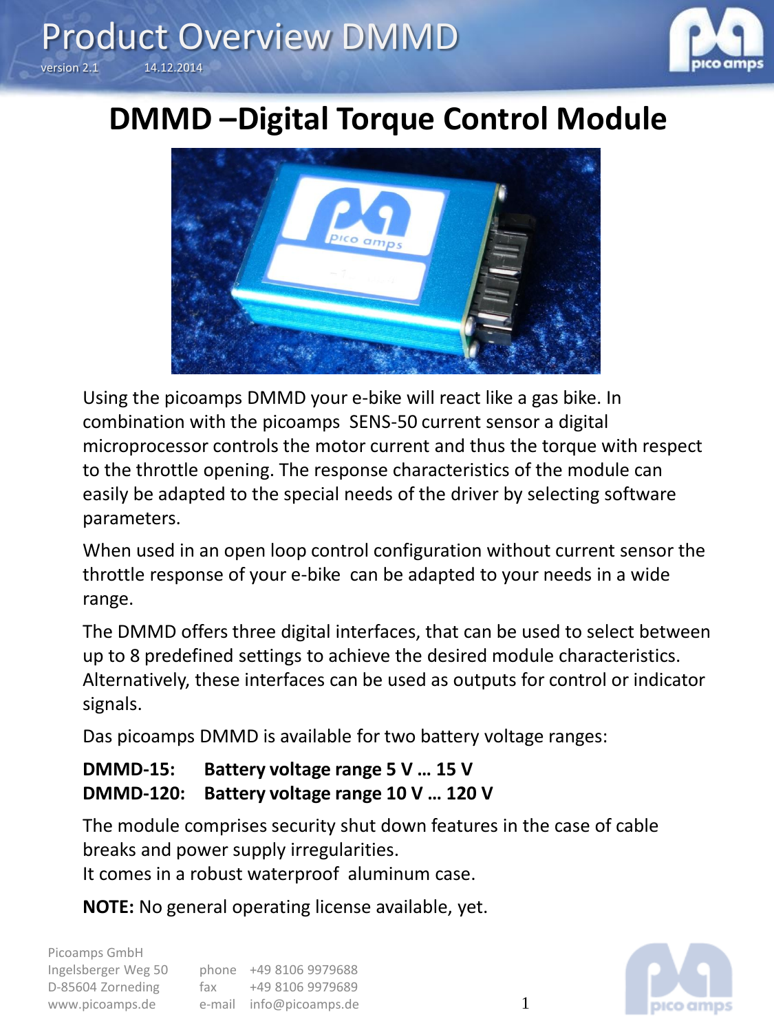# Product Overview DMMD

version 2.1 14.12.2014

## DMMD –Digital Torque Control Module

Using the picoamps DMMD your e-bike will react like a gas bike. In combination with the picoamps SENS-50 current sensor a digital microprocessor controls the motor current and thus the torque with respect to the throttle opening. The response characteristics of the module can easily be adapted to the special needs of the driver by selecting software parameters.

When used in an open loop control configuration without current sensor the throttle response of your e-bike can be adapted to your needs in a wide range.

The DMMD offers three digital interfaces, that can be used to select between up to 8 predefined settings to achieve the desired module characteristics. Alternatively, these interfaces can be used as outputs for control or indicator signals.

Das picoamps DMMD is available for two battery voltage ranges:

**DMMD-15: Battery voltage range 5 V … 15 V**
**DMMD-120: Battery voltage range 10 V … 120 V**

The module comprises security shut down features in the case of cable breaks and power supply irregularities.
It comes in a robust waterproof aluminum case.

**NOTE:** No general operating license available, yet.

Picoamps GmbH
Ingelsberger Weg 50
D-85604 Zorneding
www.picoamps.de

phone +49 8106 9979688
fax +49 8106 9979689
e-mail info@picoamps.de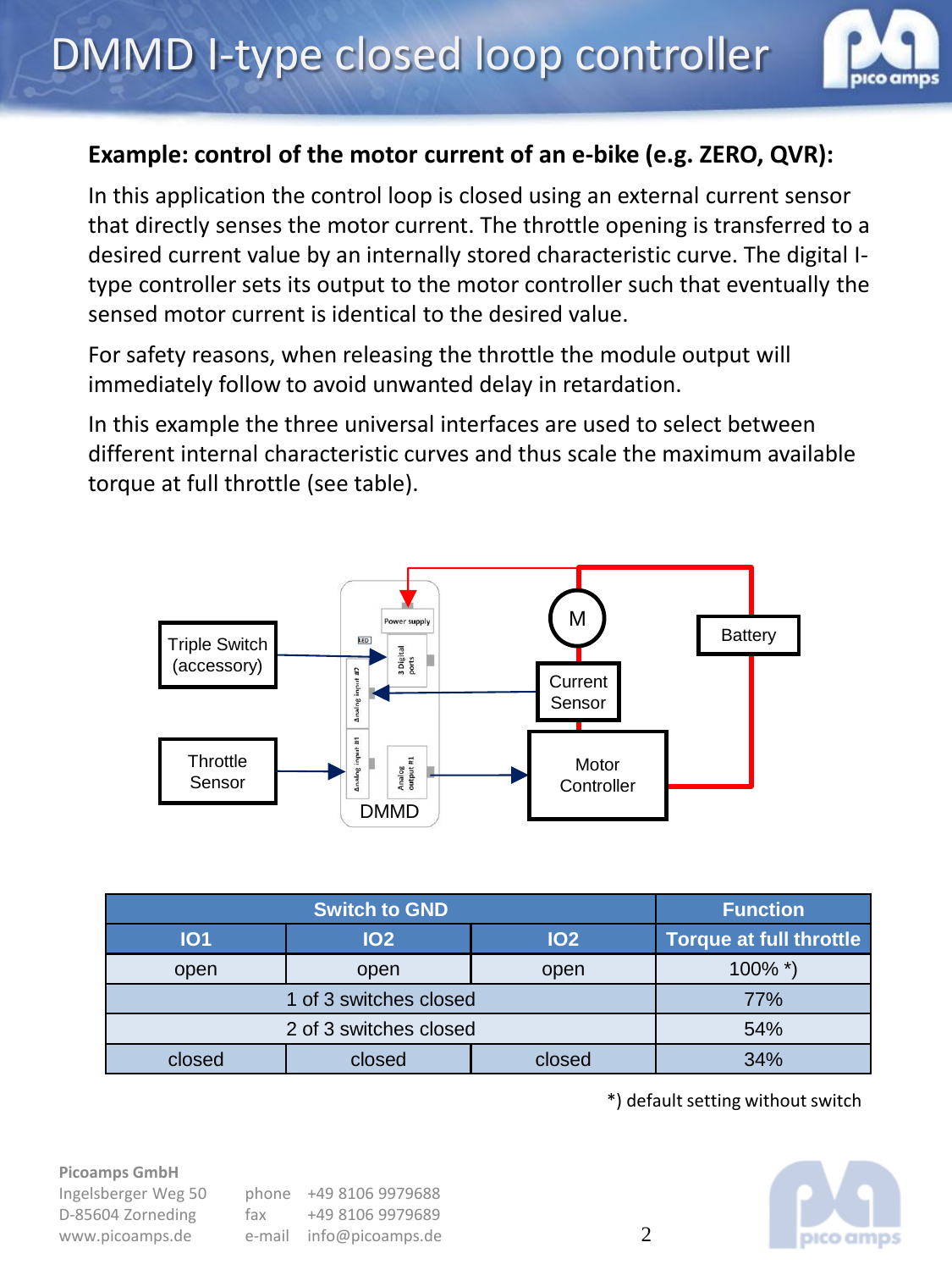## Example: control of the motor current of an e-bike (e.g. ZERO, QVR):

In this application the control loop is closed using an external current sensor that directly senses the motor current. The throttle opening is transferred to a desired current value by an internally stored characteristic curve. The digital I-type controller sets its output to the motor controller such that eventually the sensed motor current is identical to the desired value.

For safety reasons, when releasing the throttle the module output will immediately follow to avoid unwanted delay in retardation.

In this example the three universal interfaces are used to select between different internal characteristic curves and thus scale the maximum available torque at full throttle (see table).

| Switch to GND | | | Function |
|---|---|---|---|
| IO1 | IO2 | IO2 | Torque at full throttle |
| open | open | open | 100% *) |
| 1 of 3 switches closed | | | 77% |
| 2 of 3 switches closed | | | 54% |
| closed | closed | closed | 34% |

*) default setting without switch

**Picoamps GmbH**
Ingelsberger Weg 50
D-85604 Zorneding
www.picoamps.de

phone +49 8106 9979688
fax +49 8106 9979689
e-mail info@picoamps.de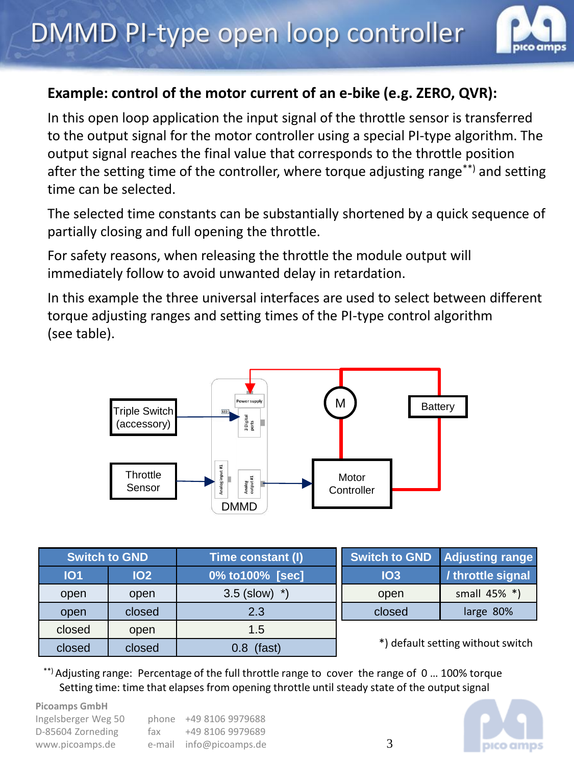# DMMD PI-type open loop controller

**Example: control of the motor current of an e-bike (e.g. ZERO, QVR):**

In this open loop application the input signal of the throttle sensor is transferred to the output signal for the motor controller using a special PI-type algorithm. The output signal reaches the final value that corresponds to the throttle position after the setting time of the controller, where torque adjusting range[**)] and setting time can be selected.

The selected time constants can be substantially shortened by a quick sequence of partially closing and full opening the throttle.

For safety reasons, when releasing the throttle the module output will immediately follow to avoid unwanted delay in retardation.

In this example the three universal interfaces are used to select between different torque adjusting ranges and setting times of the PI-type control algorithm (see table).

Triple Switch (accessory) | Throttle Sensor | Power supply | LED | 3 Digital ports | Analog input #1 | Analog output #1 | DMMD | M | Battery | Motor Controller

| Switch to GND | | Time constant (I) |
|---|---|---|
| IO1 | IO2 | 0% to100% [sec] |
| open | open | 3.5 (slow) *) |
| open | closed | 2.3 |
| closed | open | 1.5 |
| closed | closed | 0.8 (fast) |

| Switch to GND | Adjusting range |
|---|---|
| IO3 | / throttle signal |
| open | small 45% *) |
| closed | large 80% |

*) default setting without switch

[**)] Adjusting range: Percentage of the full throttle range to cover the range of 0 … 100% torque
Setting time: time that elapses from opening throttle until steady state of the output signal

**Picoamps GmbH**
Ingelsberger Weg 50
D-85604 Zorneding
www.picoamps.de

phone +49 8106 9979688
fax +49 8106 9979689
e-mail info@picoamps.de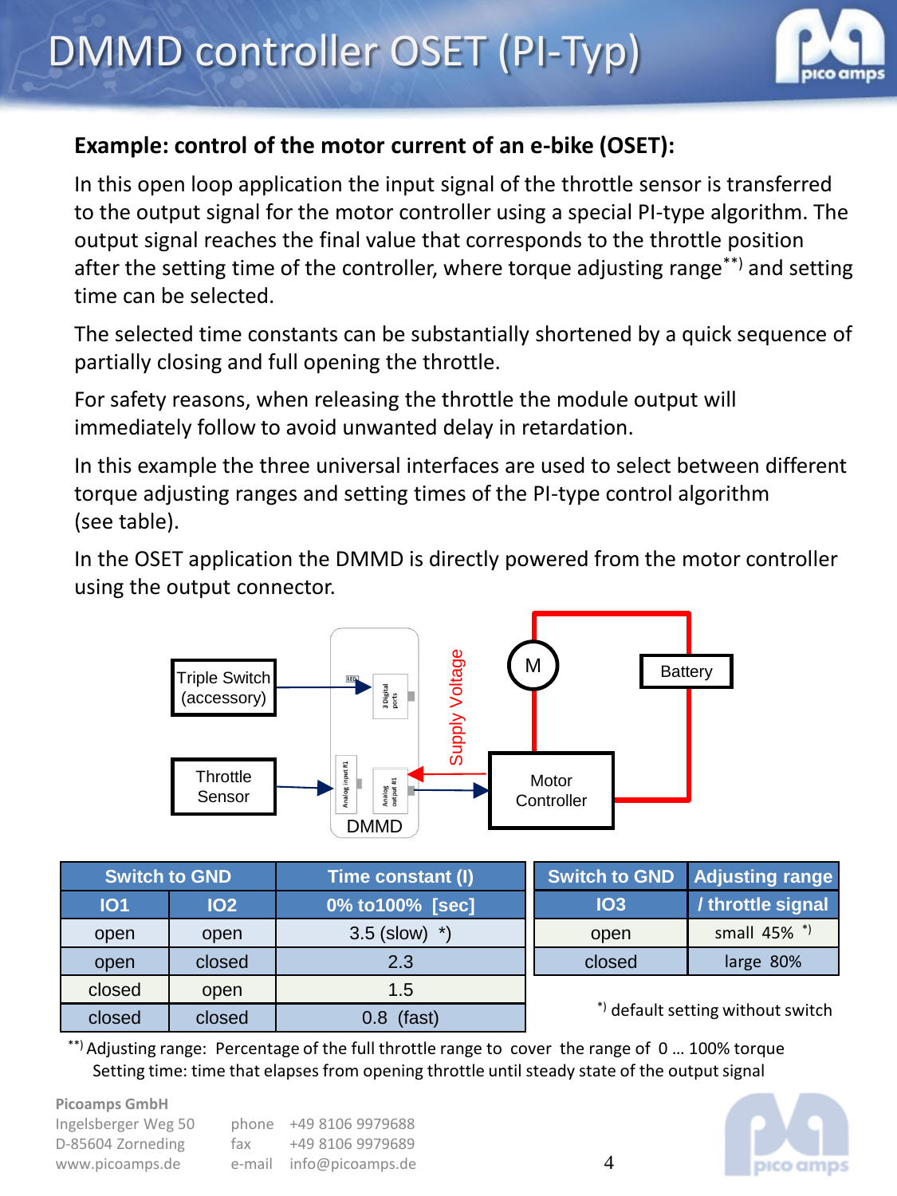# DMMD controller OSET (PI-Typ)

**Example: control of the motor current of an e-bike (OSET):**

In this open loop application the input signal of the throttle sensor is transferred to the output signal for the motor controller using a special PI-type algorithm. The output signal reaches the final value that corresponds to the throttle position after the setting time of the controller, where torque adjusting range**) and setting time can be selected.

The selected time constants can be substantially shortened by a quick sequence of partially closing and full opening the throttle.

For safety reasons, when releasing the throttle the module output will immediately follow to avoid unwanted delay in retardation.

In this example the three universal interfaces are used to select between different torque adjusting ranges and setting times of the PI-type control algorithm (see table).

In the OSET application the DMMD is directly powered from the motor controller using the output connector.

| Switch to GND | | Time constant (I) |
|---|---|---|
| IO1 | IO2 | 0% to100% [sec] |
| open | open | 3.5 (slow) *) |
| open | closed | 2.3 |
| closed | open | 1.5 |
| closed | closed | 0.8 (fast) |

| Switch to GND | Adjusting range |
|---|---|
| IO3 | / throttle signal |
| open | small 45% *) |
| closed | large 80% |

*) default setting without switch

**) Adjusting range: Percentage of the full throttle range to cover the range of 0 ... 100% torque
Setting time: time that elapses from opening throttle until steady state of the output signal

Picoamps GmbH
Ingelsberger Weg 50
D-85604 Zorneding
www.picoamps.de

phone +49 8106 9979688
fax +49 8106 9979689
e-mail info@picoamps.de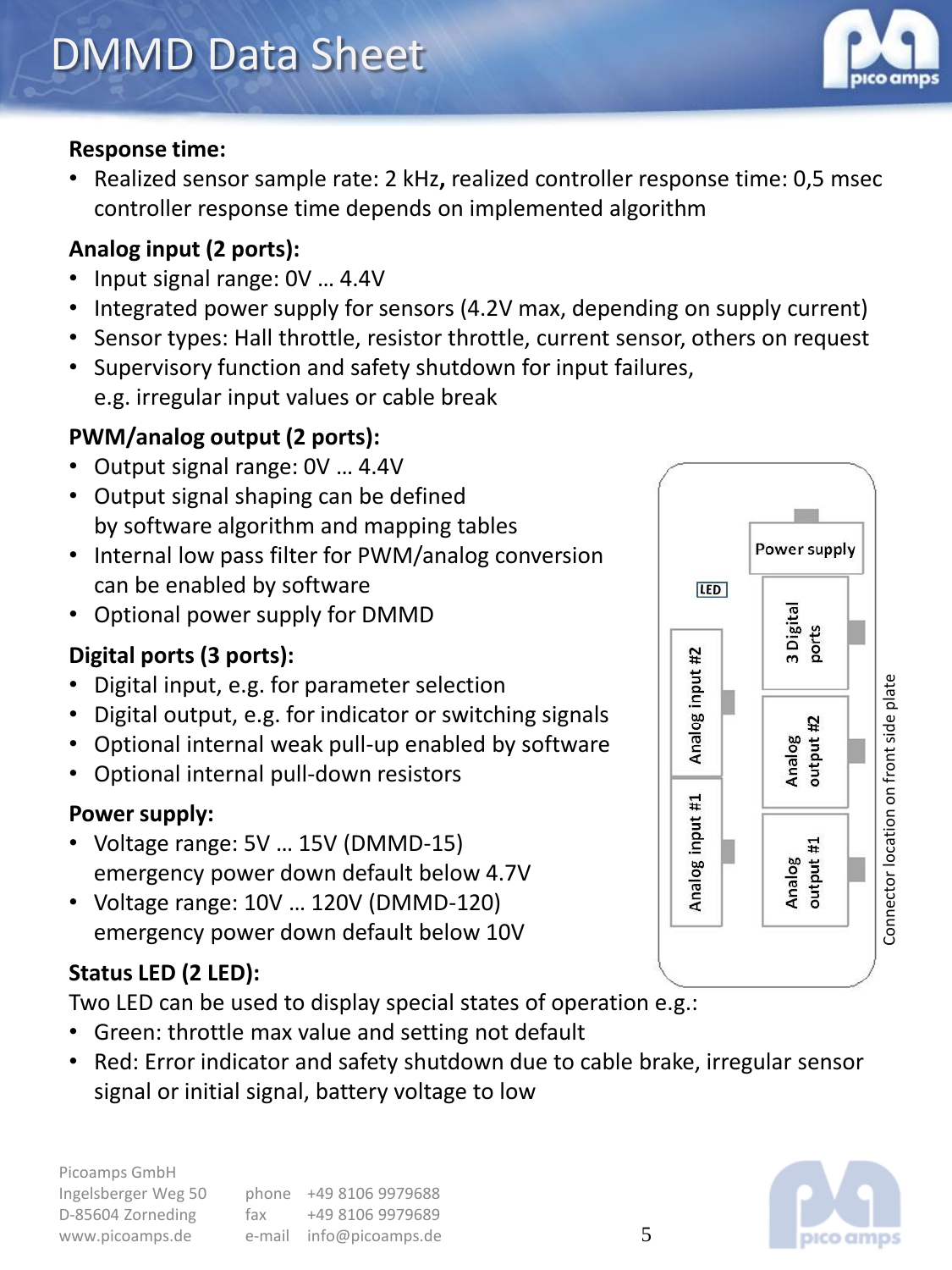# DMMD Data Sheet

**Response time:**

- Realized sensor sample rate: 2 kHz**,** realized controller response time: 0,5 msec controller response time depends on implemented algorithm

**Analog input (2 ports):**

- Input signal range: 0V … 4.4V
- Integrated power supply for sensors (4.2V max, depending on supply current)
- Sensor types: Hall throttle, resistor throttle, current sensor, others on request
- Supervisory function and safety shutdown for input failures, e.g. irregular input values or cable break

**PWM/analog output (2 ports):**

- Output signal range: 0V … 4.4V
- Output signal shaping can be defined by software algorithm and mapping tables
- Internal low pass filter for PWM/analog conversion can be enabled by software
- Optional power supply for DMMD

**Digital ports (3 ports):**

- Digital input, e.g. for parameter selection
- Digital output, e.g. for indicator or switching signals
- Optional internal weak pull-up enabled by software
- Optional internal pull-down resistors

**Power supply:**

- Voltage range: 5V … 15V (DMMD-15) emergency power down default below 4.7V
- Voltage range: 10V … 120V (DMMD-120) emergency power down default below 10V

**Status LED (2 LED):**

Two LED can be used to display special states of operation e.g.:

- Green: throttle max value and setting not default
- Red: Error indicator and safety shutdown due to cable brake, irregular sensor signal or initial signal, battery voltage to low

Power supply
LED
3 Digital ports
Analog input #2
Analog output #2
Analog input #1
Analog output #1
Connector location on front side plate

Picoamps GmbH
Ingelsberger Weg 50
D-85604 Zorneding
www.picoamps.de

phone +49 8106 9979688
fax +49 8106 9979689
e-mail info@picoamps.de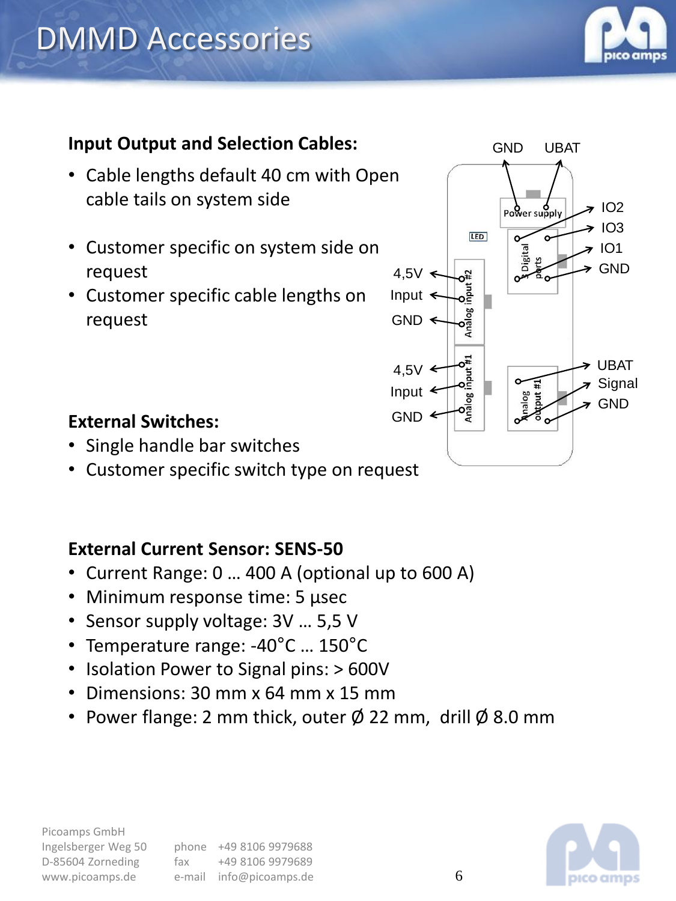# DMMD Accessories

**Input Output and Selection Cables:**

- Cable lengths default 40 cm with Open cable tails on system side
- Customer specific on system side on request
- Customer specific cable lengths on request

GND UBAT

Power supply

LED

3 Digital ports

IO2
IO3
IO1
GND

Analog input #2

4,5V
Input
GND

Analog input #1

4,5V
Input
GND

Analog output #1

UBAT
Signal
GND

**External Switches:**

- Single handle bar switches
- Customer specific switch type on request

**External Current Sensor: SENS-50**

- Current Range: 0 … 400 A (optional up to 600 A)
- Minimum response time: 5 µsec
- Sensor supply voltage: 3V … 5,5 V
- Temperature range: -40°C … 150°C
- Isolation Power to Signal pins: > 600V
- Dimensions: 30 mm x 64 mm x 15 mm
- Power flange: 2 mm thick, outer Ø 22 mm, drill Ø 8.0 mm

Picoamps GmbH
Ingelsberger Weg 50
D-85604 Zorneding
www.picoamps.de

phone +49 8106 9979688
fax +49 8106 9979689
e-mail info@picoamps.de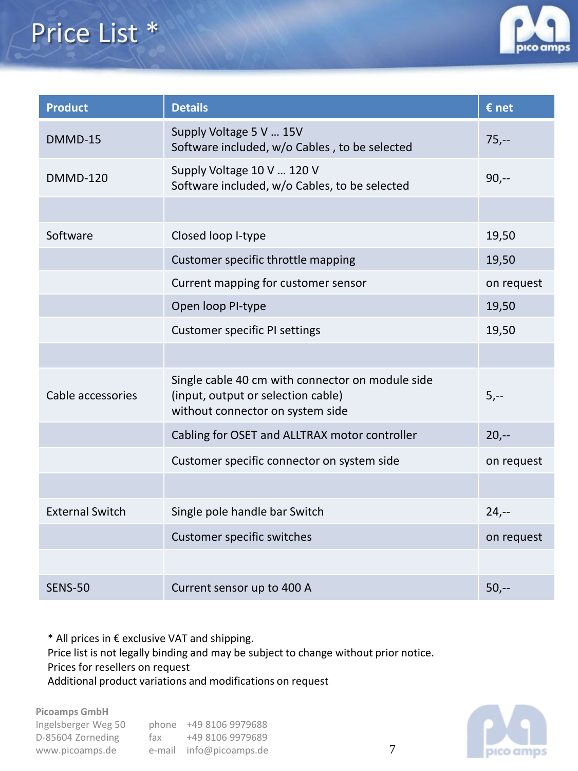# Price List *

| Product | Details | € net |
|---|---|---|
| DMMD-15 | Supply Voltage 5 V … 15V<br>Software included, w/o Cables , to be selected | 75,-- |
| DMMD-120 | Supply Voltage 10 V … 120 V<br>Software included, w/o Cables, to be selected | 90,-- |
| | | |
| Software | Closed loop I-type | 19,50 |
| | Customer specific throttle mapping | 19,50 |
| | Current mapping for customer sensor | on request |
| | Open loop PI-type | 19,50 |
| | Customer specific PI settings | 19,50 |
| | | |
| Cable accessories | Single cable 40 cm with connector on module side<br>(input, output or selection cable)<br>without connector on system side | 5,-- |
| | Cabling for OSET and ALLTRAX motor controller | 20,-- |
| | Customer specific connector on system side | on request |
| | | |
| External Switch | Single pole handle bar Switch | 24,-- |
| | Customer specific switches | on request |
| | | |
| SENS-50 | Current sensor up to 400 A | 50,-- |

* All prices in € exclusive VAT and shipping.
Price list is not legally binding and may be subject to change without prior notice.
Prices for resellers on request
Additional product variations and modifications on request

**Picoamps GmbH**
Ingelsberger Weg 50
D-85604 Zorneding
www.picoamps.de

phone +49 8106 9979688
fax +49 8106 9979689
e-mail info@picoamps.de